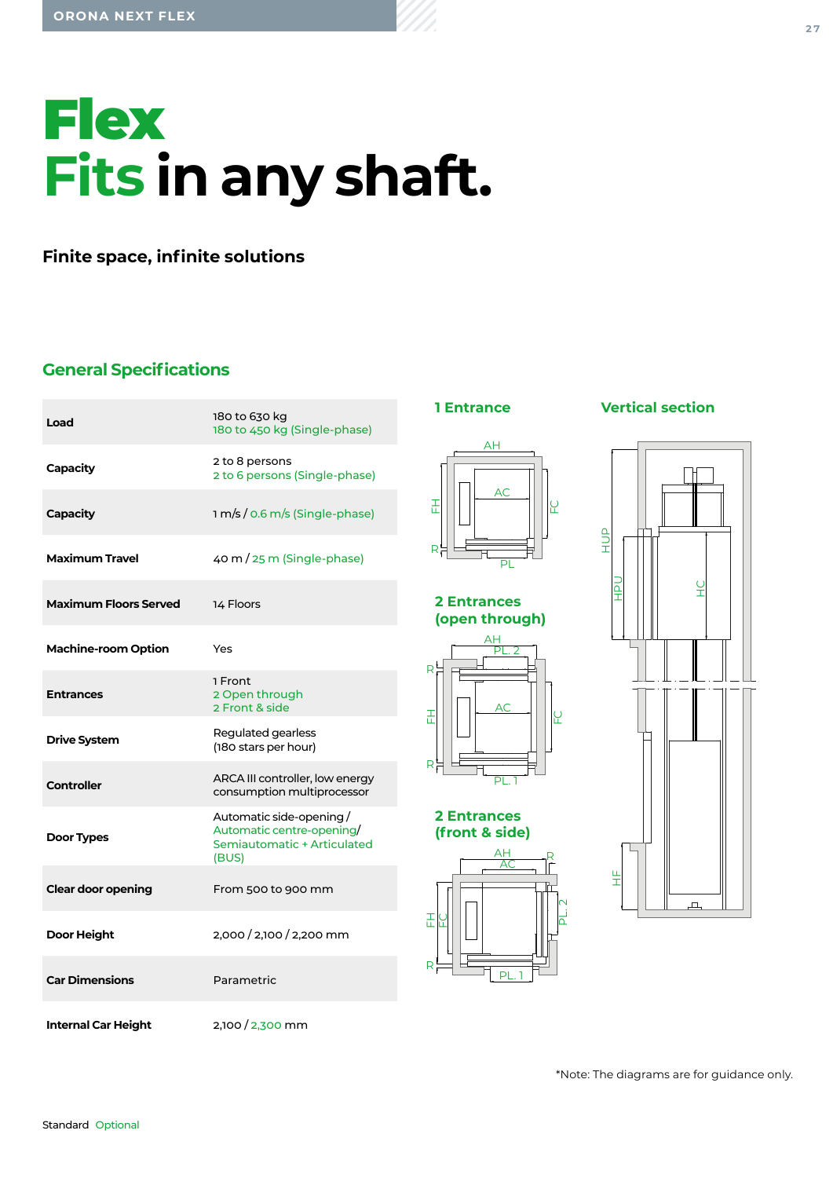# Flex
# Fits in any shaft.

**Finite space, infinite solutions**

## General Specifications

| | |
|---|---|
| **Load** | 180 to 630 kg<br>180 to 450 kg (Single-phase) |
| **Capacity** | 2 to 8 persons<br>2 to 6 persons (Single-phase) |
| **Capacity** | 1 m/s / 0.6 m/s (Single-phase) |
| **Maximum Travel** | 40 m / 25 m (Single-phase) |
| **Maximum Floors Served** | 14 Floors |
| **Machine-room Option** | Yes |
| **Entrances** | 1 Front<br>2 Open through<br>2 Front & side |
| **Drive System** | Regulated gearless (180 stars per hour) |
| **Controller** | ARCA III controller, low energy consumption multiprocessor |
| **Door Types** | Automatic side-opening / Automatic centre-opening/ Semiautomatic + Articulated (BUS) |
| **Clear door opening** | From 500 to 900 mm |
| **Door Height** | 2,000 / 2,100 / 2,200 mm |
| **Car Dimensions** | Parametric |
| **Internal Car Height** | 2,100 / 2,300 mm |

### 1 Entrance

AH, AC, FH, FC, R, PL

### 2 Entrances (open through)

AH, PL. 2, R, FH, AC, FC, R, PL. 1

### 2 Entrances (front & side)

AH, AC, R, FH, FC, PL. 2, R, PL. 1

### Vertical section

HUP, HPU, HC, HF

*Note: The diagrams are for guidance only.

Standard Optional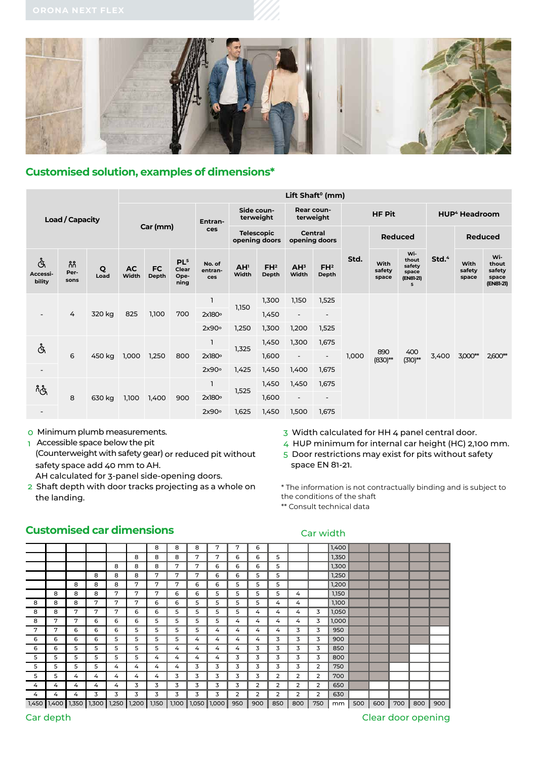## Customised solution, examples of dimensions*

| Load / Capacity | | | Car (mm) | | | Lift Shaft⁰ (mm) | | | | | | | | | | |
|---|---|---|---|---|---|---|---|---|---|---|---|---|---|---|---|---|
| | | | | | | Entrances | Side counterweight | | Rear counterweight | | HF Pit | | | HUP[4] Headroom | | |
| | | | | | | | Telescopic opening doors | | Central opening doors | | Std. | Reduced | | Std.[4] | Reduced | |
| Accessibility | Persons | Q Load | AC Width | FC Depth | PL[5] Clear Opening | No. of entrances | AH[1] Width | FH[2] Depth | AH[3] Width | FH[2] Depth | | With safety space | Without safety space (EN81-21) [5] | | With safety space | Without safety space (EN81-21) |
| - | 4 | 320 kg | 825 | 1,100 | 700 | 1 | 1,150 | 1,300 | 1,150 | 1,525 | 1,000 | 890 (830)** | 400 (310)** | 3,400 | 3,000** | 2,600** |
| | | | | | | 2x180º | | 1,450 | - | - | | | | | | |
| | | | | | | 2x90º | 1,250 | 1,300 | 1,200 | 1,525 | | | | | | |
| ♿ | 6 | 450 kg | 1,000 | 1,250 | 800 | 1 | 1,325 | 1,450 | 1,300 | 1,675 | | | | | | |
| | | | | | | 2x180º | | 1,600 | - | - | | | | | | |
| - | | | | | | 2x90º | 1,425 | 1,450 | 1,400 | 1,675 | | | | | | |
| ♿ | 8 | 630 kg | 1,100 | 1,400 | 900 | 1 | 1,525 | 1,450 | 1,450 | 1,675 | | | | | | |
| | | | | | | 2x180º | | 1,600 | - | - | | | | | | |
| - | | | | | | 2x90º | 1,625 | 1,450 | 1,500 | 1,675 | | | | | | |

0 Minimum plumb measurements.

1 Accessible space below the pit (Counterweight with safety gear) or reduced pit without safety space add 40 mm to AH. AH calculated for 3-panel side-opening doors.

2 Shaft depth with door tracks projecting as a whole on the landing.

3 Width calculated for HH 4 panel central door.

4 HUP minimum for internal car height (HC) 2,100 mm.

5 Door restrictions may exist for pits without safety space EN 81-21.

* The information is not contractually binding and is subject to the conditions of the shaft

** Consult technical data

## Customised car dimensions

Car width

| | | | | | | | | | | | | | | | Car width | | | | | |
|---|---|---|---|---|---|---|---|---|---|---|---|---|---|---|---|---|---|---|---|---|
| | | | | | | 8 | 8 | 8 | 7 | 7 | 6 | | | | 1,400 | | | | | |
| | | | | | 8 | 8 | 8 | 7 | 7 | 6 | 6 | 5 | | | 1,350 | | | | | |
| | | | | 8 | 8 | 8 | 7 | 7 | 6 | 6 | 6 | 5 | | | 1,300 | | | | | |
| | | | 8 | 8 | 8 | 7 | 7 | 7 | 6 | 6 | 5 | 5 | | | 1,250 | | | | | |
| | | 8 | 8 | 8 | 7 | 7 | 7 | 6 | 6 | 5 | 5 | 5 | | | 1,200 | | | | | |
| | 8 | 8 | 8 | 7 | 7 | 7 | 6 | 6 | 5 | 5 | 5 | 5 | 4 | | 1,150 | | | | | |
| 8 | 8 | 8 | 7 | 7 | 7 | 6 | 6 | 5 | 5 | 5 | 5 | 4 | 4 | | 1,100 | | | | | |
| 8 | 8 | 7 | 7 | 7 | 6 | 6 | 5 | 5 | 5 | 5 | 4 | 4 | 4 | 3 | 1,050 | | | | | |
| 8 | 7 | 7 | 6 | 6 | 6 | 5 | 5 | 5 | 5 | 4 | 4 | 4 | 4 | 3 | 1,000 | | | | | |
| 7 | 7 | 6 | 6 | 6 | 5 | 5 | 5 | 5 | 4 | 4 | 4 | 4 | 3 | 3 | 950 | | | | | |
| 6 | 6 | 6 | 6 | 5 | 5 | 5 | 5 | 4 | 4 | 4 | 4 | 3 | 3 | 3 | 900 | | | | | |
| 6 | 6 | 5 | 5 | 5 | 5 | 5 | 4 | 4 | 4 | 4 | 3 | 3 | 3 | 3 | 850 | | | | | |
| 5 | 5 | 5 | 5 | 5 | 5 | 4 | 4 | 4 | 4 | 3 | 3 | 3 | 3 | 3 | 800 | | | | | |
| 5 | 5 | 5 | 5 | 4 | 4 | 4 | 4 | 3 | 3 | 3 | 3 | 3 | 3 | 2 | 750 | | | | | |
| 5 | 5 | 4 | 4 | 4 | 4 | 4 | 3 | 3 | 3 | 3 | 3 | 2 | 2 | 2 | 700 | | | | | |
| 4 | 4 | 4 | 4 | 4 | 3 | 3 | 3 | 3 | 3 | 3 | 2 | 2 | 2 | 2 | 650 | | | | | |
| 4 | 4 | 4 | 3 | 3 | 3 | 3 | 3 | 3 | 3 | 2 | 2 | 2 | 2 | 2 | 630 | | | | | |
| 1,450 | 1,400 | 1,350 | 1,300 | 1,250 | 1,200 | 1,150 | 1,100 | 1,050 | 1,000 | 950 | 900 | 850 | 800 | 750 | mm | 500 | 600 | 700 | 800 | 900 |

Car depth

Clear door opening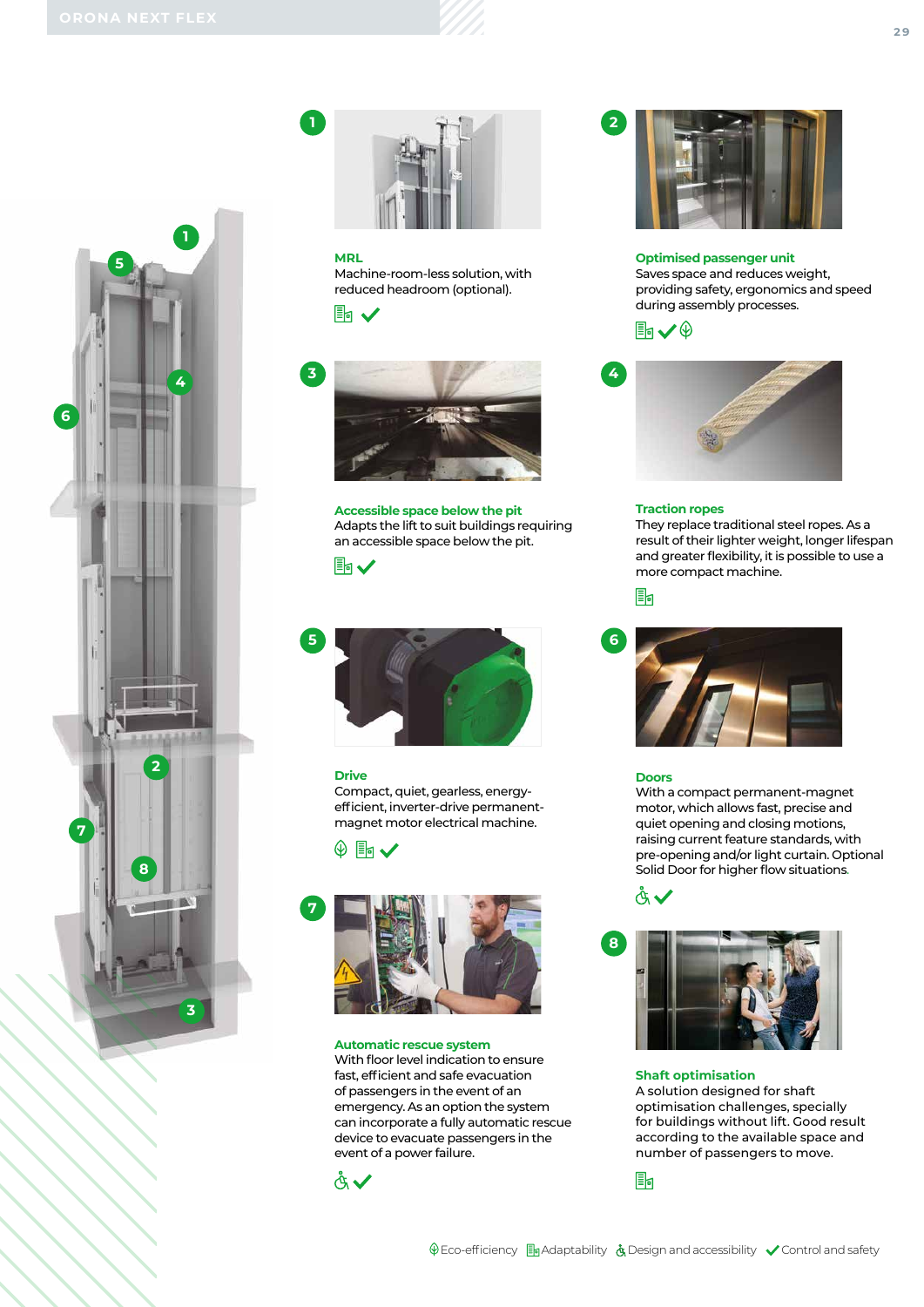## 1 MRL

Machine-room-less solution, with reduced headroom (optional).

## 2 Optimised passenger unit

Saves space and reduces weight, providing safety, ergonomics and speed during assembly processes.

## 3 Accessible space below the pit

Adapts the lift to suit buildings requiring an accessible space below the pit.

## 4 Traction ropes

They replace traditional steel ropes. As a result of their lighter weight, longer lifespan and greater flexibility, it is possible to use a more compact machine.

## 5 Drive

Compact, quiet, gearless, energy-efficient, inverter-drive permanent-magnet motor electrical machine.

## 6 Doors

With a compact permanent-magnet motor, which allows fast, precise and quiet opening and closing motions, raising current feature standards, with pre-opening and/or light curtain. Optional Solid Door for higher flow situations.

## 7 Automatic rescue system

With floor level indication to ensure fast, efficient and safe evacuation of passengers in the event of an emergency. As an option the system can incorporate a fully automatic rescue device to evacuate passengers in the event of a power failure.

## 8 Shaft optimisation

A solution designed for shaft optimisation challenges, specially for buildings without lift. Good result according to the available space and number of passengers to move.

Eco-efficiency · Adaptability · Design and accessibility · Control and safety